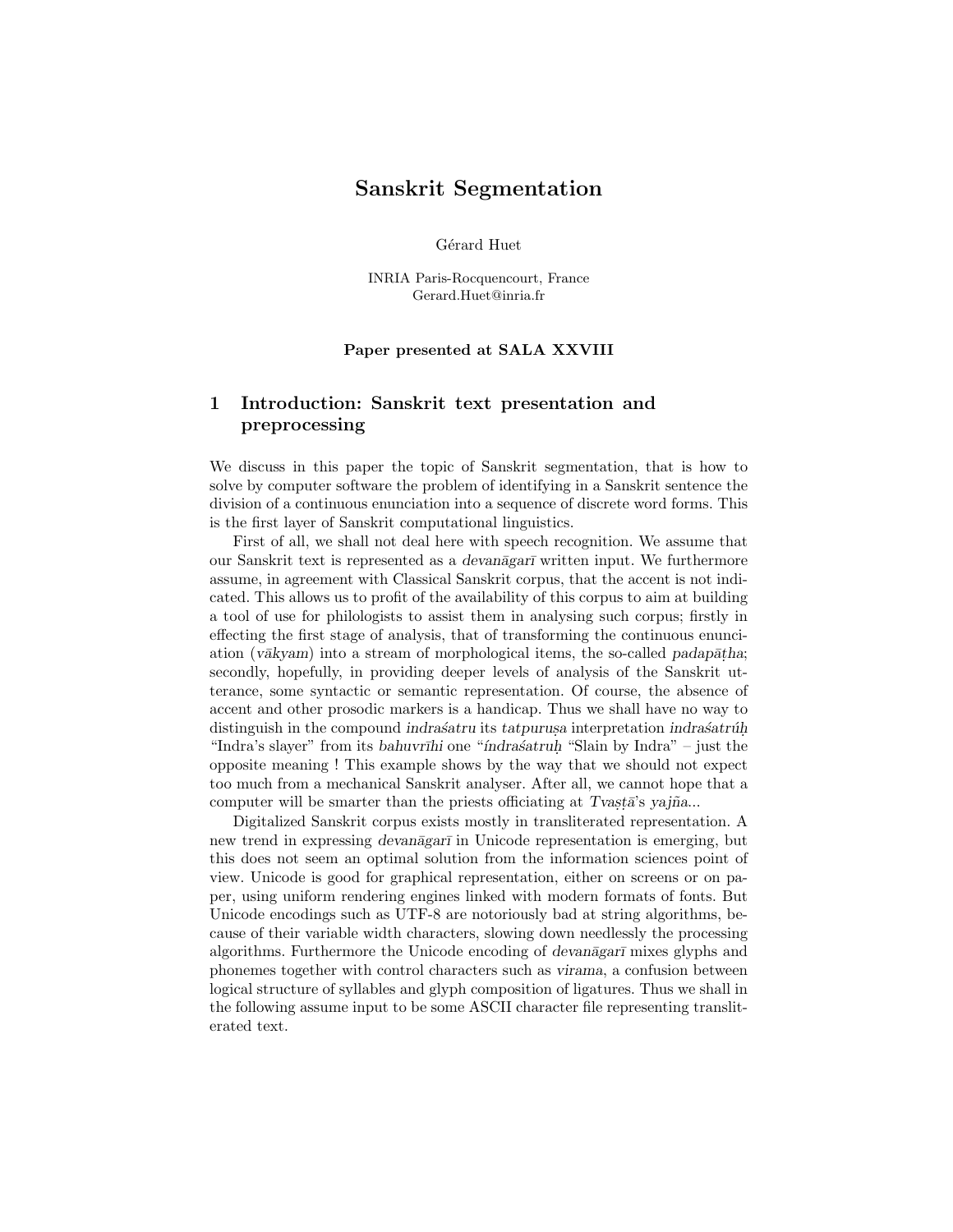# Sanskrit Segmentation

Gérard Huet

INRIA Paris-Rocquencourt, France
Gerard.Huet@inria.fr

**Paper presented at SALA XXVIII**

## 1 Introduction: Sanskrit text presentation and preprocessing

We discuss in this paper the topic of Sanskrit segmentation, that is how to solve by computer software the problem of identifying in a Sanskrit sentence the division of a continuous enunciation into a sequence of discrete word forms. This is the first layer of Sanskrit computational linguistics.

First of all, we shall not deal here with speech recognition. We assume that our Sanskrit text is represented as a *devanāgarī* written input. We furthermore assume, in agreement with Classical Sanskrit corpus, that the accent is not indicated. This allows us to profit of the availability of this corpus to aim at building a tool of use for philologists to assist them in analysing such corpus; firstly in effecting the first stage of analysis, that of transforming the continuous enunciation (*vākyam*) into a stream of morphological items, the so-called *padapāṭha*; secondly, hopefully, in providing deeper levels of analysis of the Sanskrit utterance, some syntactic or semantic representation. Of course, the absence of accent and other prosodic markers is a handicap. Thus we shall have no way to distinguish in the compound *indraśatru* its *tatpuruṣa* interpretation *indraśatrúḥ* "Indra's slayer" from its *bahuvrīhi* one "*índraśatruḥ* "Slain by Indra" – just the opposite meaning ! This example shows by the way that we should not expect too much from a mechanical Sanskrit analyser. After all, we cannot hope that a computer will be smarter than the priests officiating at *Tvaṣṭā*'s *yajña*...

Digitalized Sanskrit corpus exists mostly in transliterated representation. A new trend in expressing *devanāgarī* in Unicode representation is emerging, but this does not seem an optimal solution from the information sciences point of view. Unicode is good for graphical representation, either on screens or on paper, using uniform rendering engines linked with modern formats of fonts. But Unicode encodings such as UTF-8 are notoriously bad at string algorithms, because of their variable width characters, slowing down needlessly the processing algorithms. Furthermore the Unicode encoding of *devanāgarī* mixes glyphs and phonemes together with control characters such as *virama*, a confusion between logical structure of syllables and glyph composition of ligatures. Thus we shall in the following assume input to be some ASCII character file representing transliterated text.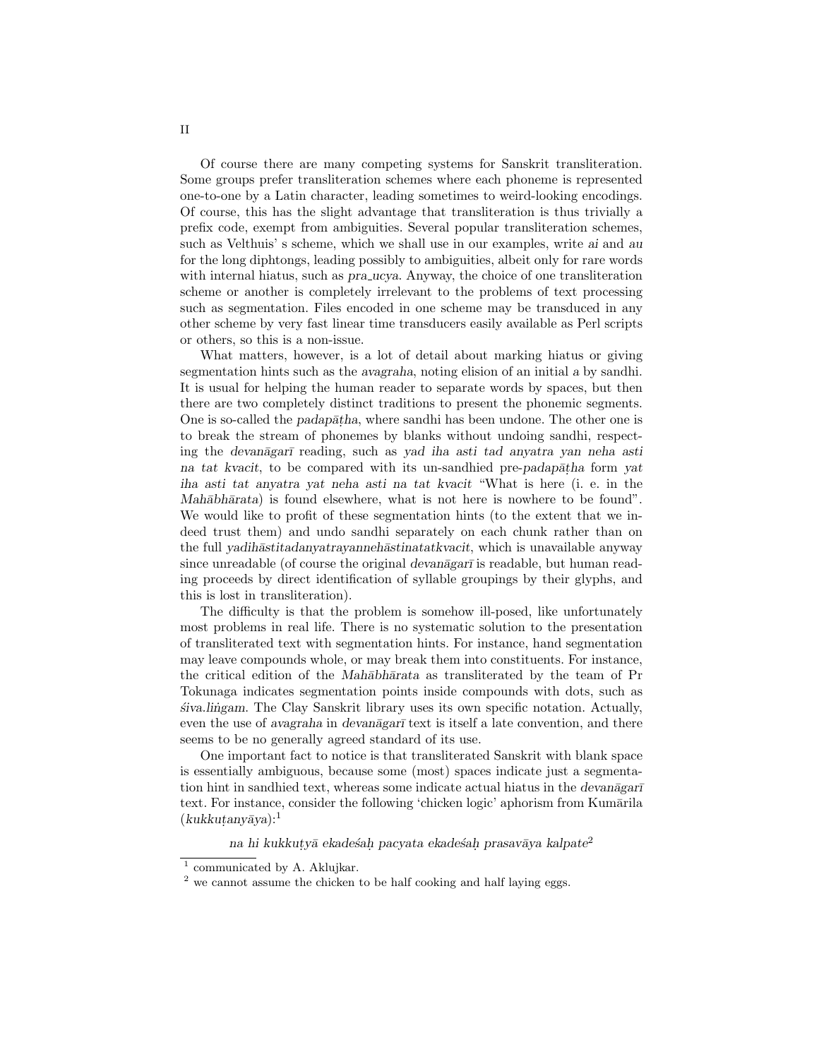Of course there are many competing systems for Sanskrit transliteration. Some groups prefer transliteration schemes where each phoneme is represented one-to-one by a Latin character, leading sometimes to weird-looking encodings. Of course, this has the slight advantage that transliteration is thus trivially a prefix code, exempt from ambiguities. Several popular transliteration schemes, such as Velthuis' s scheme, which we shall use in our examples, write *ai* and *au* for the long diphtongs, leading possibly to ambiguities, albeit only for rare words with internal hiatus, such as *pra_ucya*. Anyway, the choice of one transliteration scheme or another is completely irrelevant to the problems of text processing such as segmentation. Files encoded in one scheme may be transduced in any other scheme by very fast linear time transducers easily available as Perl scripts or others, so this is a non-issue.

What matters, however, is a lot of detail about marking hiatus or giving segmentation hints such as the *avagraha*, noting elision of an initial *a* by sandhi. It is usual for helping the human reader to separate words by spaces, but then there are two completely distinct traditions to present the phonemic segments. One is so-called the *padapāṭha*, where sandhi has been undone. The other one is to break the stream of phonemes by blanks without undoing sandhi, respecting the *devanāgarī* reading, such as *yad iha asti tad anyatra yan neha asti na tat kvacit*, to be compared with its un-sandhied pre-*padapāṭha* form *yat iha asti tat anyatra yat neha asti na tat kvacit* "What is here (i. e. in the *Mahābhārata*) is found elsewhere, what is not here is nowhere to be found". We would like to profit of these segmentation hints (to the extent that we indeed trust them) and undo sandhi separately on each chunk rather than on the full *yadihāstitadanyatrayannehāstinatatkvacit*, which is unavailable anyway since unreadable (of course the original *devanāgarī* is readable, but human reading proceeds by direct identification of syllable groupings by their glyphs, and this is lost in transliteration).

The difficulty is that the problem is somehow ill-posed, like unfortunately most problems in real life. There is no systematic solution to the presentation of transliterated text with segmentation hints. For instance, hand segmentation may leave compounds whole, or may break them into constituents. For instance, the critical edition of the *Mahābhārata* as transliterated by the team of Pr Tokunaga indicates segmentation points inside compounds with dots, such as *śiva.liṅgam*. The Clay Sanskrit library uses its own specific notation. Actually, even the use of *avagraha* in *devanāgarī* text is itself a late convention, and there seems to be no generally agreed standard of its use.

One important fact to notice is that transliterated Sanskrit with blank space is essentially ambiguous, because some (most) spaces indicate just a segmentation hint in sandhied text, whereas some indicate actual hiatus in the *devanāgarī* text. For instance, consider the following 'chicken logic' aphorism from Kumārila (*kukkuṭanyāya*):[1]

*na hi kukkuṭyā ekadeśaḥ pacyata ekadeśaḥ prasavāya kalpate*[2]

[1] communicated by A. Aklujkar.

[2] we cannot assume the chicken to be half cooking and half laying eggs.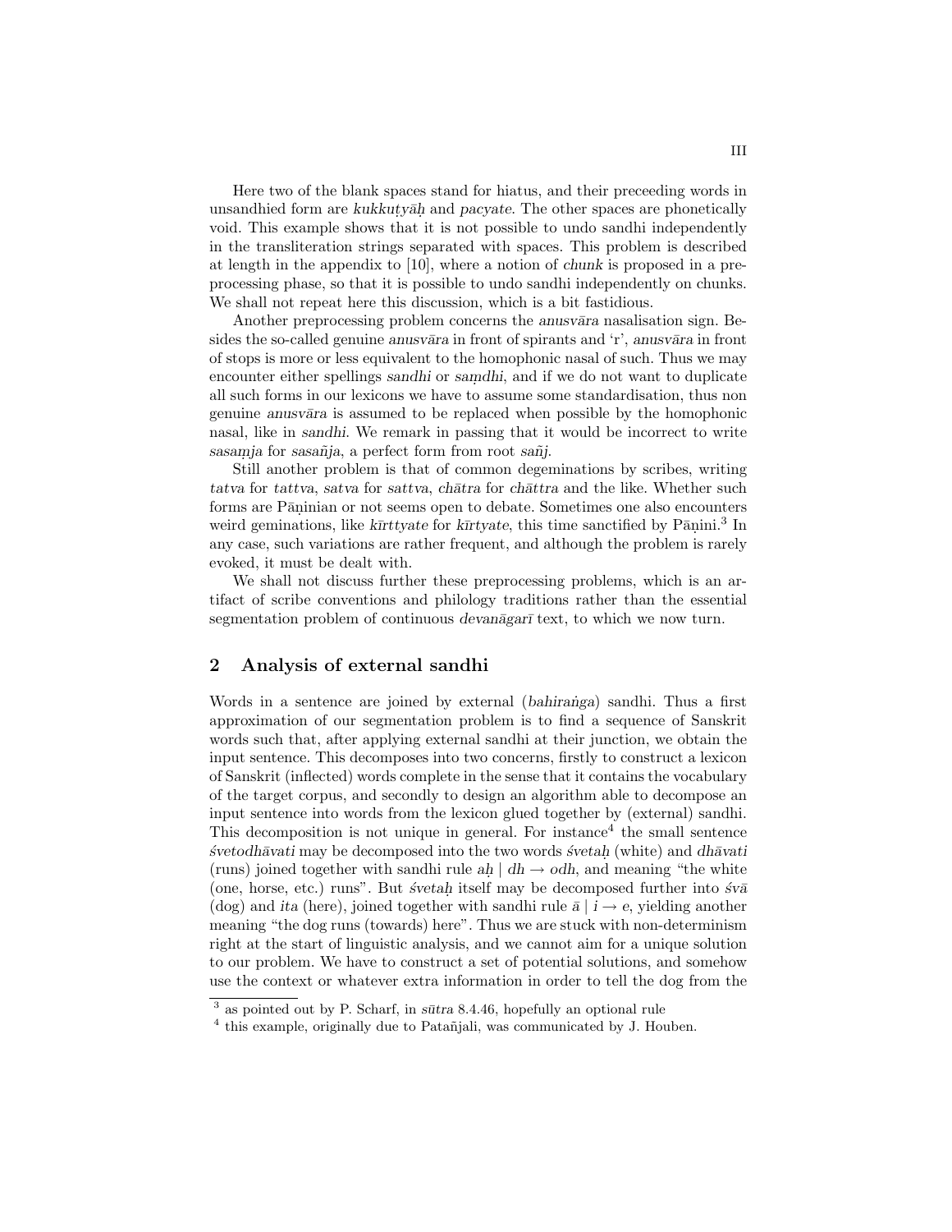Here two of the blank spaces stand for hiatus, and their preceeding words in unsandhied form are *kukkuṭyāḥ* and *pacyate*. The other spaces are phonetically void. This example shows that it is not possible to undo sandhi independently in the transliteration strings separated with spaces. This problem is described at length in the appendix to [10], where a notion of *chunk* is proposed in a pre-processing phase, so that it is possible to undo sandhi independently on chunks. We shall not repeat here this discussion, which is a bit fastidious.

Another preprocessing problem concerns the *anusvāra* nasalisation sign. Besides the so-called genuine *anusvāra* in front of spirants and 'r', *anusvāra* in front of stops is more or less equivalent to the homophonic nasal of such. Thus we may encounter either spellings *sandhi* or *saṃdhi*, and if we do not want to duplicate all such forms in our lexicons we have to assume some standardisation, thus non genuine *anusvāra* is assumed to be replaced when possible by the homophonic nasal, like in *sandhi*. We remark in passing that it would be incorrect to write *sasaṃja* for *sasañja*, a perfect form from root *sañj*.

Still another problem is that of common degeminations by scribes, writing *tatva* for *tattva*, *satva* for *sattva*, *chātra* for *chāttra* and the like. Whether such forms are Pāṇinian or not seems open to debate. Sometimes one also encounters weird geminations, like *kīrttyate* for *kīrtyate*, this time sanctified by Pāṇini.[3] In any case, such variations are rather frequent, and although the problem is rarely evoked, it must be dealt with.

We shall not discuss further these preprocessing problems, which is an artifact of scribe conventions and philology traditions rather than the essential segmentation problem of continuous *devanāgarī* text, to which we now turn.

## 2 Analysis of external sandhi

Words in a sentence are joined by external (*bahiraṅga*) sandhi. Thus a first approximation of our segmentation problem is to find a sequence of Sanskrit words such that, after applying external sandhi at their junction, we obtain the input sentence. This decomposes into two concerns, firstly to construct a lexicon of Sanskrit (inflected) words complete in the sense that it contains the vocabulary of the target corpus, and secondly to design an algorithm able to decompose an input sentence into words from the lexicon glued together by (external) sandhi. This decomposition is not unique in general. For instance[4] the small sentence *śvetodhāvati* may be decomposed into the two words *śvetaḥ* (white) and *dhāvati* (runs) joined together with sandhi rule *aḥ* | *dh* → *odh*, and meaning "the white (one, horse, etc.) runs". But *śvetaḥ* itself may be decomposed further into *śvā* (dog) and *ita* (here), joined together with sandhi rule *ā* | *i* → *e*, yielding another meaning "the dog runs (towards) here". Thus we are stuck with non-determinism right at the start of linguistic analysis, and we cannot aim for a unique solution to our problem. We have to construct a set of potential solutions, and somehow use the context or whatever extra information in order to tell the dog from the

---

[3] as pointed out by P. Scharf, in *sūtra* 8.4.46, hopefully an optional rule

[4] this example, originally due to Patañjali, was communicated by J. Houben.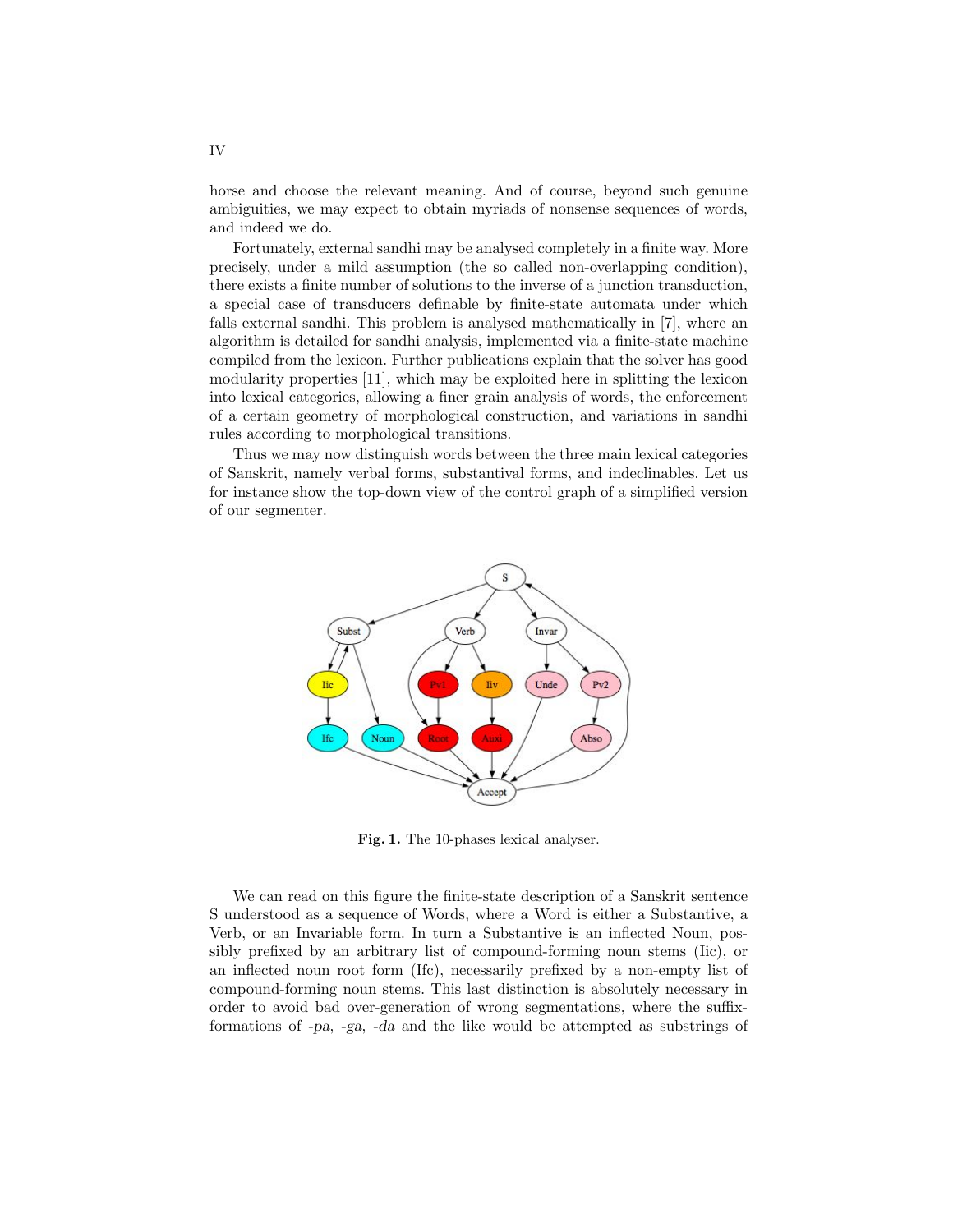horse and choose the relevant meaning. And of course, beyond such genuine ambiguities, we may expect to obtain myriads of nonsense sequences of words, and indeed we do.

Fortunately, external sandhi may be analysed completely in a finite way. More precisely, under a mild assumption (the so called non-overlapping condition), there exists a finite number of solutions to the inverse of a junction transduction, a special case of transducers definable by finite-state automata under which falls external sandhi. This problem is analysed mathematically in [7], where an algorithm is detailed for sandhi analysis, implemented via a finite-state machine compiled from the lexicon. Further publications explain that the solver has good modularity properties [11], which may be exploited here in splitting the lexicon into lexical categories, allowing a finer grain analysis of words, the enforcement of a certain geometry of morphological construction, and variations in sandhi rules according to morphological transitions.

Thus we may now distinguish words between the three main lexical categories of Sanskrit, namely verbal forms, substantival forms, and indeclinables. Let us for instance show the top-down view of the control graph of a simplified version of our segmenter.

**Fig. 1.** The 10-phases lexical analyser.

We can read on this figure the finite-state description of a Sanskrit sentence S understood as a sequence of Words, where a Word is either a Substantive, a Verb, or an Invariable form. In turn a Substantive is an inflected Noun, possibly prefixed by an arbitrary list of compound-forming noun stems (Iic), or an inflected noun root form (Ifc), necessarily prefixed by a non-empty list of compound-forming noun stems. This last distinction is absolutely necessary in order to avoid bad over-generation of wrong segmentations, where the suffix-formations of *-pa*, *-ga*, *-da* and the like would be attempted as substrings of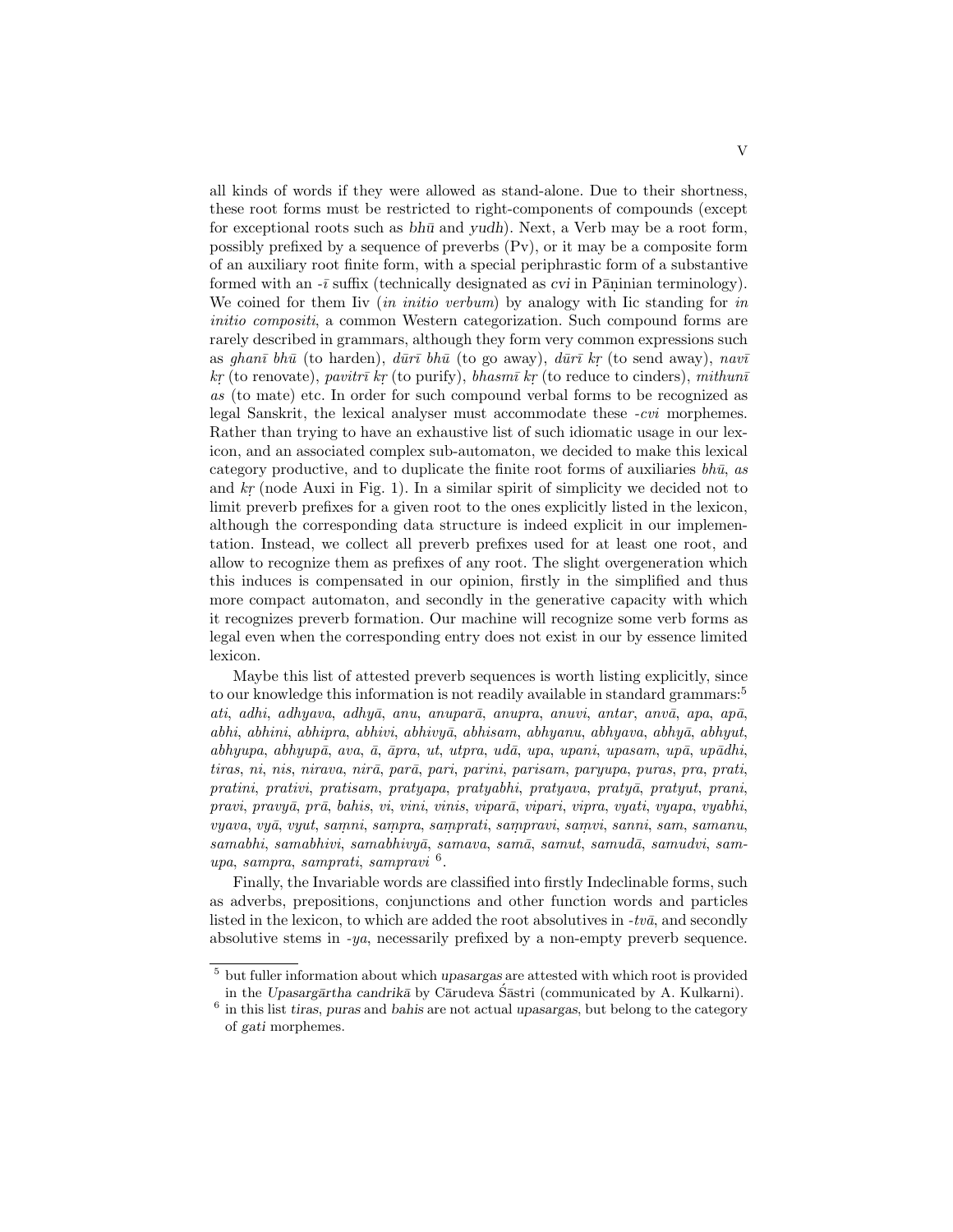all kinds of words if they were allowed as stand-alone. Due to their shortness, these root forms must be restricted to right-components of compounds (except for exceptional roots such as *bhū* and *yudh*). Next, a Verb may be a root form, possibly prefixed by a sequence of preverbs (Pv), or it may be a composite form of an auxiliary root finite form, with a special periphrastic form of a substantive formed with an *-ī* suffix (technically designated as *cvi* in Pāṇinian terminology). We coined for them Iiv (*in initio verbum*) by analogy with Iic standing for *in initio compositi*, a common Western categorization. Such compound forms are rarely described in grammars, although they form very common expressions such as *ghanī bhū* (to harden), *dūrī bhū* (to go away), *dūrī kṛ* (to send away), *navī kṛ* (to renovate), *pavitrī kṛ* (to purify), *bhasmī kṛ* (to reduce to cinders), *mithunī as* (to mate) etc. In order for such compound verbal forms to be recognized as legal Sanskrit, the lexical analyser must accommodate these *-cvi* morphemes. Rather than trying to have an exhaustive list of such idiomatic usage in our lexicon, and an associated complex sub-automaton, we decided to make this lexical category productive, and to duplicate the finite root forms of auxiliaries *bhū*, *as* and *kṛ* (node Auxi in Fig. 1). In a similar spirit of simplicity we decided not to limit preverb prefixes for a given root to the ones explicitly listed in the lexicon, although the corresponding data structure is indeed explicit in our implementation. Instead, we collect all preverb prefixes used for at least one root, and allow to recognize them as prefixes of any root. The slight overgeneration which this induces is compensated in our opinion, firstly in the simplified and thus more compact automaton, and secondly in the generative capacity with which it recognizes preverb formation. Our machine will recognize some verb forms as legal even when the corresponding entry does not exist in our by essence limited lexicon.

Maybe this list of attested preverb sequences is worth listing explicitly, since to our knowledge this information is not readily available in standard grammars:[5] *ati*, *adhi*, *adhyava*, *adhyā*, *anu*, *anuparā*, *anupra*, *anuvi*, *antar*, *anvā*, *apa*, *apā*, *abhi*, *abhini*, *abhipra*, *abhivi*, *abhivyā*, *abhisam*, *abhyanu*, *abhyava*, *abhyā*, *abhyut*, *abhyupa*, *abhyupā*, *ava*, *ā*, *āpra*, *ut*, *utpra*, *udā*, *upa*, *upani*, *upasam*, *upā*, *upādhi*, *tiras*, *ni*, *nis*, *nirava*, *nirā*, *parā*, *pari*, *parini*, *parisam*, *paryupa*, *puras*, *pra*, *prati*, *pratini*, *prativi*, *pratisam*, *pratyapa*, *pratyabhi*, *pratyava*, *pratyā*, *pratyut*, *prani*, *pravi*, *pravyā*, *prā*, *bahis*, *vi*, *vini*, *vinis*, *viparā*, *vipari*, *vipra*, *vyati*, *vyapa*, *vyabhi*, *vyava*, *vyā*, *vyut*, *saṃni*, *saṃpra*, *saṃprati*, *saṃpravi*, *saṃvi*, *sanni*, *sam*, *samanu*, *samabhi*, *samabhivi*, *samabhivyā*, *samava*, *samā*, *samut*, *samudā*, *samudvi*, *samupa*, *sampra*, *samprati*, *sampravi* [6].

Finally, the Invariable words are classified into firstly Indeclinable forms, such as adverbs, prepositions, conjunctions and other function words and particles listed in the lexicon, to which are added the root absolutives in *-tvā*, and secondly absolutive stems in *-ya*, necessarily prefixed by a non-empty preverb sequence.

[5] but fuller information about which *upasargas* are attested with which root is provided in the *Upasargārtha candrikā* by Cārudeva Śāstri (communicated by A. Kulkarni).

[6] in this list *tiras*, *puras* and *bahis* are not actual *upasargas*, but belong to the category of *gati* morphemes.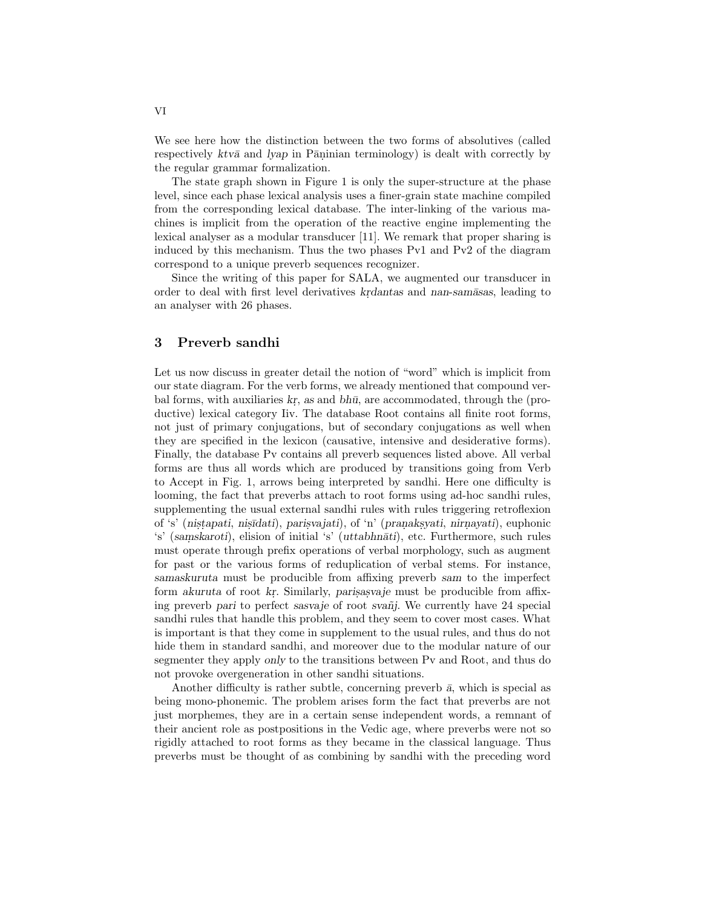We see here how the distinction between the two forms of absolutives (called respectively *ktvā* and *lyap* in Pāṇinian terminology) is dealt with correctly by the regular grammar formalization.

The state graph shown in Figure 1 is only the super-structure at the phase level, since each phase lexical analysis uses a finer-grain state machine compiled from the corresponding lexical database. The inter-linking of the various machines is implicit from the operation of the reactive engine implementing the lexical analyser as a modular transducer [11]. We remark that proper sharing is induced by this mechanism. Thus the two phases Pv1 and Pv2 of the diagram correspond to a unique preverb sequences recognizer.

Since the writing of this paper for SALA, we augmented our transducer in order to deal with first level derivatives *kṛdantas* and *nañ-samāsas*, leading to an analyser with 26 phases.

## 3 Preverb sandhi

Let us now discuss in greater detail the notion of "word" which is implicit from our state diagram. For the verb forms, we already mentioned that compound verbal forms, with auxiliaries *kṛ*, *as* and *bhū*, are accommodated, through the (productive) lexical category Iiv. The database Root contains all finite root forms, not just of primary conjugations, but of secondary conjugations as well when they are specified in the lexicon (causative, intensive and desiderative forms). Finally, the database Pv contains all preverb sequences listed above. All verbal forms are thus all words which are produced by transitions going from Verb to Accept in Fig. 1, arrows being interpreted by sandhi. Here one difficulty is looming, the fact that preverbs attach to root forms using ad-hoc sandhi rules, supplementing the usual external sandhi rules with rules triggering retroflexion of 's' (*niṣṭapati*, *niṣīdati*), *pariṣvajati*), of 'n' (*praṇakṣyati*, *nirṇayati*), euphonic 's' (*saṃskaroti*), elision of initial 's' (*uttabhnāti*), etc. Furthermore, such rules must operate through prefix operations of verbal morphology, such as augment for past or the various forms of reduplication of verbal stems. For instance, *samaskuruta* must be producible from affixing preverb *sam* to the imperfect form *akuruta* of root *kṛ*. Similarly, *pariṣaṣvaje* must be producible from affixing preverb *pari* to perfect *sasvaje* of root *svañj*. We currently have 24 special sandhi rules that handle this problem, and they seem to cover most cases. What is important is that they come in supplement to the usual rules, and thus do not hide them in standard sandhi, and moreover due to the modular nature of our segmenter they apply *only* to the transitions between Pv and Root, and thus do not provoke overgeneration in other sandhi situations.

Another difficulty is rather subtle, concerning preverb *ā*, which is special as being mono-phonemic. The problem arises form the fact that preverbs are not just morphemes, they are in a certain sense independent words, a remnant of their ancient role as postpositions in the Vedic age, where preverbs were not so rigidly attached to root forms as they became in the classical language. Thus preverbs must be thought of as combining by sandhi with the preceding word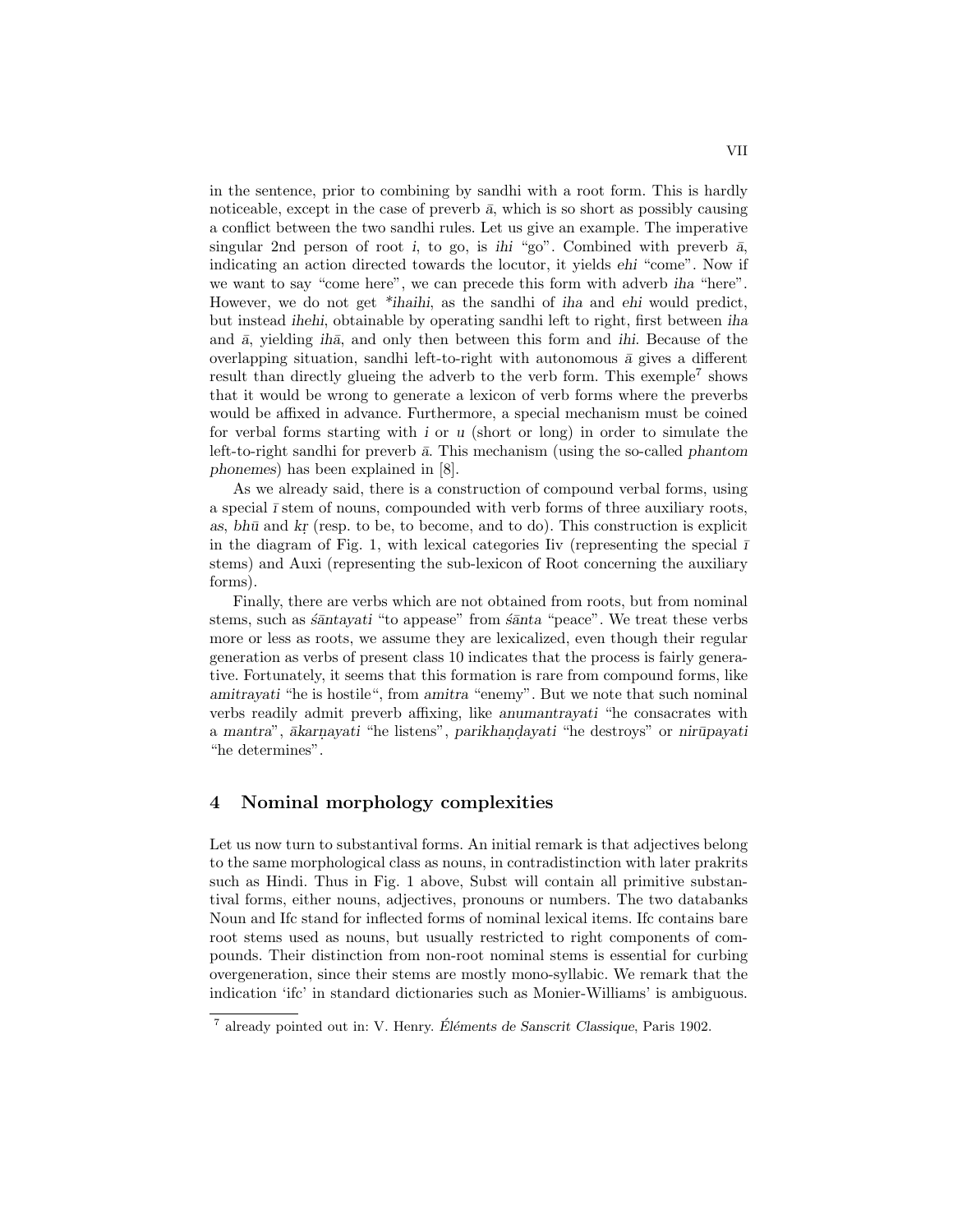in the sentence, prior to combining by sandhi with a root form. This is hardly noticeable, except in the case of preverb *ā*, which is so short as possibly causing a conflict between the two sandhi rules. Let us give an example. The imperative singular 2nd person of root *i*, to go, is *ihi* "go". Combined with preverb *ā*, indicating an action directed towards the locutor, it yields *ehi* "come". Now if we want to say "come here", we can precede this form with adverb *iha* "here". However, we do not get *\*ihaihi*, as the sandhi of *iha* and *ehi* would predict, but instead *ihehi*, obtainable by operating sandhi left to right, first between *iha* and *ā*, yielding *ihā*, and only then between this form and *ihi*. Because of the overlapping situation, sandhi left-to-right with autonomous *ā* gives a different result than directly glueing the adverb to the verb form. This exemple[7] shows that it would be wrong to generate a lexicon of verb forms where the preverbs would be affixed in advance. Furthermore, a special mechanism must be coined for verbal forms starting with *i* or *u* (short or long) in order to simulate the left-to-right sandhi for preverb *ā*. This mechanism (using the so-called *phantom phonemes*) has been explained in [8].

As we already said, there is a construction of compound verbal forms, using a special *ī* stem of nouns, compounded with verb forms of three auxiliary roots, *as*, *bhū* and *kṛ* (resp. to be, to become, and to do). This construction is explicit in the diagram of Fig. 1, with lexical categories Iiv (representing the special *ī* stems) and Auxi (representing the sub-lexicon of Root concerning the auxiliary forms).

Finally, there are verbs which are not obtained from roots, but from nominal stems, such as *śāntayati* "to appease" from *śānta* "peace". We treat these verbs more or less as roots, we assume they are lexicalized, even though their regular generation as verbs of present class 10 indicates that the process is fairly generative. Fortunately, it seems that this formation is rare from compound forms, like *amitrayati* "he is hostile", from *amitra* "enemy". But we note that such nominal verbs readily admit preverb affixing, like *anumantrayati* "he consacrates with a *mantra*", *ākarṇayati* "he listens", *parikhaṇḍayati* "he destroys" or *nirūpayati* "he determines".

## 4 Nominal morphology complexities

Let us now turn to substantival forms. An initial remark is that adjectives belong to the same morphological class as nouns, in contradistinction with later prakrits such as Hindi. Thus in Fig. 1 above, Subst will contain all primitive substantival forms, either nouns, adjectives, pronouns or numbers. The two databanks Noun and Ifc stand for inflected forms of nominal lexical items. Ifc contains bare root stems used as nouns, but usually restricted to right components of compounds. Their distinction from non-root nominal stems is essential for curbing overgeneration, since their stems are mostly mono-syllabic. We remark that the indication 'ifc' in standard dictionaries such as Monier-Williams' is ambiguous.

[7] already pointed out in: V. Henry. *Éléments de Sanscrit Classique*, Paris 1902.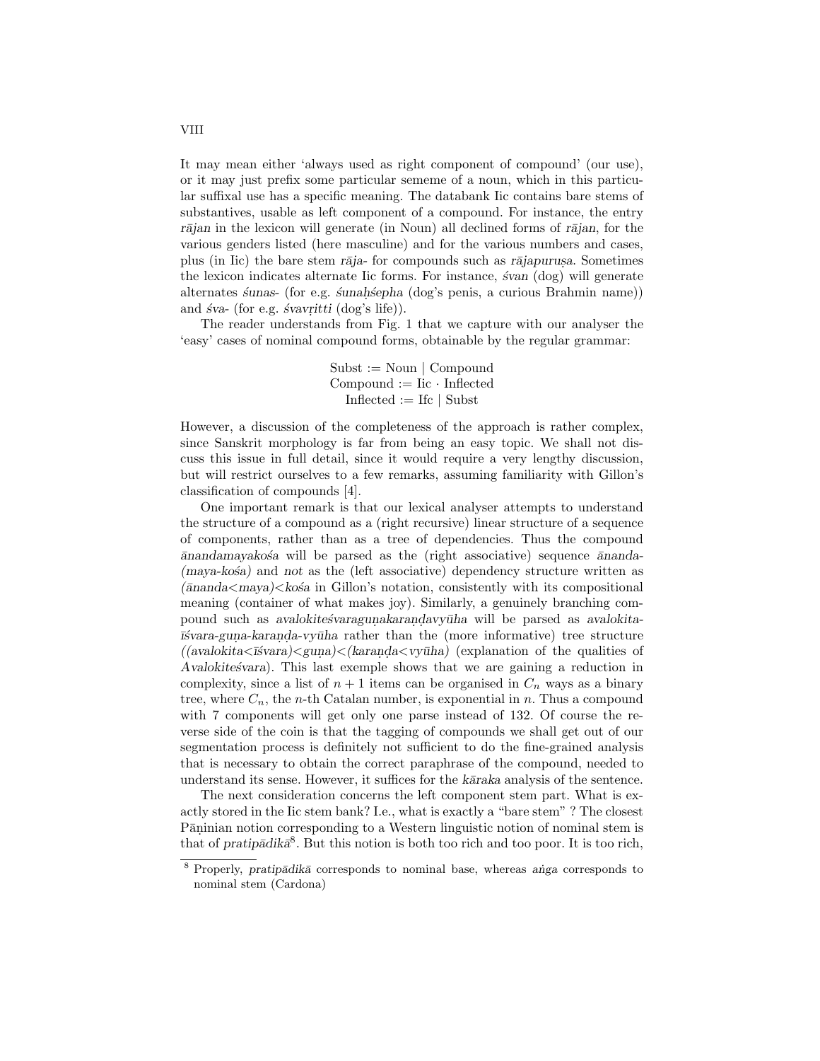It may mean either 'always used as right component of compound' (our use), or it may just prefix some particular sememe of a noun, which in this particular suffixal use has a specific meaning. The databank Iic contains bare stems of substantives, usable as left component of a compound. For instance, the entry *rājan* in the lexicon will generate (in Noun) all declined forms of *rājan*, for the various genders listed (here masculine) and for the various numbers and cases, plus (in Iic) the bare stem *rāja-* for compounds such as *rājapuruṣa*. Sometimes the lexicon indicates alternate Iic forms. For instance, *śvan* (dog) will generate alternates *śunas-* (for e.g. *śunaḥśepha* (dog's penis, a curious Brahmin name)) and *śva-* (for e.g. *śvavṛitti* (dog's life)).

The reader understands from Fig. 1 that we capture with our analyser the 'easy' cases of nominal compound forms, obtainable by the regular grammar:

$$\text{Subst} := \text{Noun} \mid \text{Compound}$$
$$\text{Compound} := \text{Iic} \cdot \text{Inflected}$$
$$\text{Inflected} := \text{Ifc} \mid \text{Subst}$$

However, a discussion of the completeness of the approach is rather complex, since Sanskrit morphology is far from being an easy topic. We shall not discuss this issue in full detail, since it would require a very lengthy discussion, but will restrict ourselves to a few remarks, assuming familiarity with Gillon's classification of compounds [4].

One important remark is that our lexical analyser attempts to understand the structure of a compound as a (right recursive) linear structure of a sequence of components, rather than as a tree of dependencies. Thus the compound *ānandamayakośa* will be parsed as the (right associative) sequence *ānanda-(maya-kośa)* and not as the (left associative) dependency structure written as *(ānanda<maya)<kośa* in Gillon's notation, consistently with its compositional meaning (container of what makes joy). Similarly, a genuinely branching compound such as *avalokiteśvaraguṇakaraṇḍavyūha* will be parsed as *avalokita-īśvara-guṇa-karaṇḍa-vyūha* rather than the (more informative) tree structure *((avalokita<īśvara)<guṇa)<(karaṇḍa<vyūha)* (explanation of the qualities of *Avalokiteśvara*). This last exemple shows that we are gaining a reduction in complexity, since a list of $n+1$ items can be organised in $C_n$ ways as a binary tree, where $C_n$, the $n$-th Catalan number, is exponential in $n$. Thus a compound with 7 components will get only one parse instead of 132. Of course the reverse side of the coin is that the tagging of compounds we shall get out of our segmentation process is definitely not sufficient to do the fine-grained analysis that is necessary to obtain the correct paraphrase of the compound, needed to understand its sense. However, it suffices for the *kāraka* analysis of the sentence.

The next consideration concerns the left component stem part. What is exactly stored in the Iic stem bank? I.e., what is exactly a "bare stem" ? The closest Pāṇinian notion corresponding to a Western linguistic notion of nominal stem is that of *pratipādikā*[8]. But this notion is both too rich and too poor. It is too rich,

[8] Properly, *pratipādikā* corresponds to nominal base, whereas *aṅga* corresponds to nominal stem (Cardona)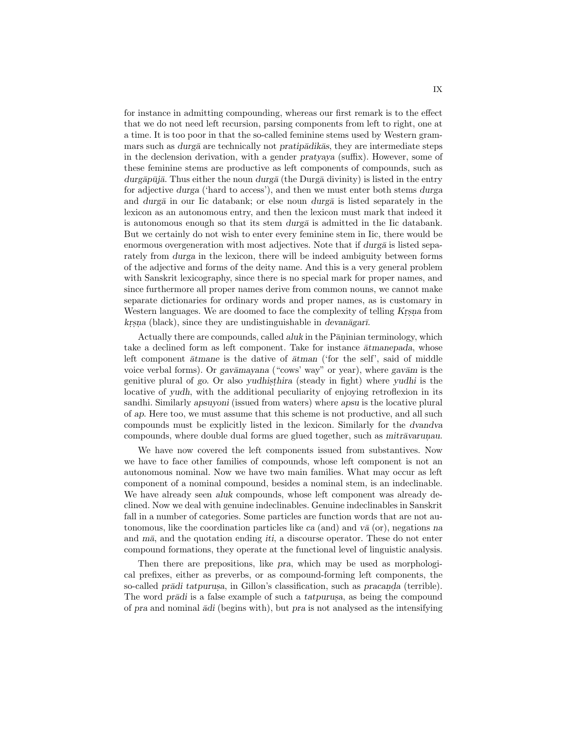for instance in admitting compounding, whereas our first remark is to the effect that we do not need left recursion, parsing components from left to right, one at a time. It is too poor in that the so-called feminine stems used by Western grammars such as *durgā* are technically not *pratipādikās*, they are intermediate steps in the declension derivation, with a gender *pratyaya* (suffix). However, some of these feminine stems are productive as left components of compounds, such as *durgāpūjā*. Thus either the noun *durgā* (the Durgā divinity) is listed in the entry for adjective *durga* ('hard to access'), and then we must enter both stems *durga* and *durgā* in our Iic databank; or else noun *durgā* is listed separately in the lexicon as an autonomous entry, and then the lexicon must mark that indeed it is autonomous enough so that its stem *durgā* is admitted in the Iic databank. But we certainly do not wish to enter every feminine stem in Iic, there would be enormous overgeneration with most adjectives. Note that if *durgā* is listed separately from *durga* in the lexicon, there will be indeed ambiguity between forms of the adjective and forms of the deity name. And this is a very general problem with Sanskrit lexicography, since there is no special mark for proper names, and since furthermore all proper names derive from common nouns, we cannot make separate dictionaries for ordinary words and proper names, as is customary in Western languages. We are doomed to face the complexity of telling *Kṛṣṇa* from *kṛṣṇa* (black), since they are undistinguishable in *devanāgarī*.

Actually there are compounds, called *aluk* in the Pāṇinian terminology, which take a declined form as left component. Take for instance *ātmanepada*, whose left component *ātmane* is the dative of *ātman* ('for the self', said of middle voice verbal forms). Or *gavāmayana* ("cows' way" or year), where *gavām* is the genitive plural of *go*. Or also *yudhiṣṭhira* (steady in fight) where *yudhi* is the locative of *yudh*, with the additional peculiarity of enjoying retroflexion in its sandhi. Similarly *apsuyoni* (issued from waters) where *apsu* is the locative plural of *ap*. Here too, we must assume that this scheme is not productive, and all such compounds must be explicitly listed in the lexicon. Similarly for the *dvandva* compounds, where double dual forms are glued together, such as *mitrāvaruṇau*.

We have now covered the left components issued from substantives. Now we have to face other families of compounds, whose left component is not an autonomous nominal. Now we have two main families. What may occur as left component of a nominal compound, besides a nominal stem, is an indeclinable. We have already seen *aluk* compounds, whose left component was already declined. Now we deal with genuine indeclinables. Genuine indeclinables in Sanskrit fall in a number of categories. Some particles are function words that are not autonomous, like the coordination particles like *ca* (and) and *vā* (or), negations *na* and *mā*, and the quotation ending *iti*, a discourse operator. These do not enter compound formations, they operate at the functional level of linguistic analysis.

Then there are prepositions, like *pra*, which may be used as morphological prefixes, either as preverbs, or as compound-forming left components, the so-called *prādi tatpuruṣa*, in Gillon's classification, such as *pracaṇḍa* (terrible). The word *prādi* is a false example of such a *tatpuruṣa*, as being the compound of *pra* and nominal *ādi* (begins with), but *pra* is not analysed as the intensifying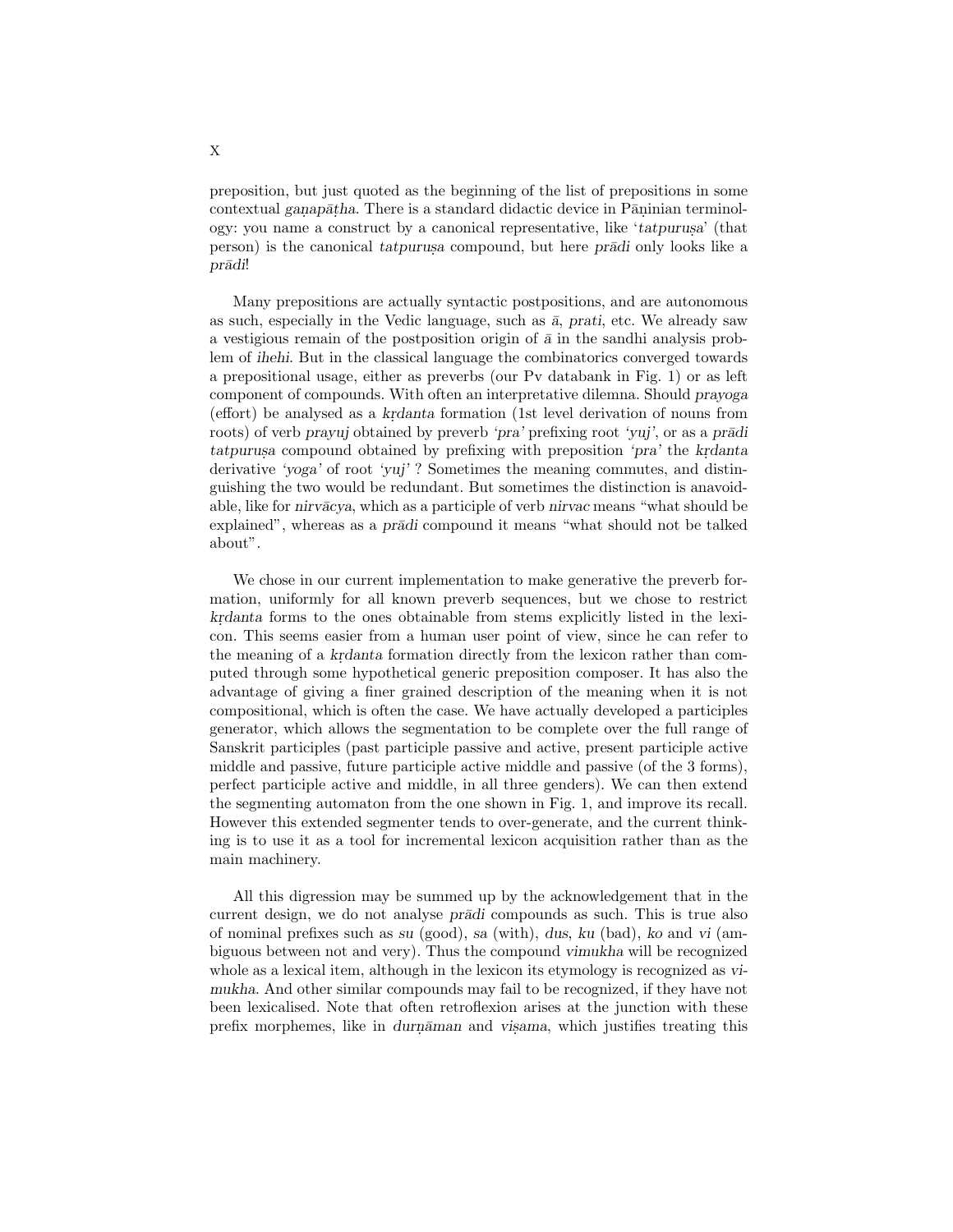preposition, but just quoted as the beginning of the list of prepositions in some contextual *gaṇapāṭha*. There is a standard didactic device in Pāṇinian terminology: you name a construct by a canonical representative, like '*tatpuruṣa*' (that person) is the canonical *tatpuruṣa* compound, but here *prādi* only looks like a *prādi*!

Many prepositions are actually syntactic postpositions, and are autonomous as such, especially in the Vedic language, such as *ā*, *prati*, etc. We already saw a vestigious remain of the postposition origin of *ā* in the sandhi analysis problem of *ihehi*. But in the classical language the combinatorics converged towards a prepositional usage, either as preverbs (our Pv databank in Fig. 1) or as left component of compounds. With often an interpretative dilemna. Should *prayoga* (effort) be analysed as a *kṛdanta* formation (1st level derivation of nouns from roots) of verb *prayuj* obtained by preverb *'pra'* prefixing root *'yuj'*, or as a *prādi tatpuruṣa* compound obtained by prefixing with preposition *'pra'* the *kṛdanta* derivative *'yoga'* of root *'yuj'* ? Sometimes the meaning commutes, and distinguishing the two would be redundant. But sometimes the distinction is anavoidable, like for *nirvācya*, which as a participle of verb *nirvac* means "what should be explained", whereas as a *prādi* compound it means "what should not be talked about".

We chose in our current implementation to make generative the preverb formation, uniformly for all known preverb sequences, but we chose to restrict *kṛdanta* forms to the ones obtainable from stems explicitly listed in the lexicon. This seems easier from a human user point of view, since he can refer to the meaning of a *kṛdanta* formation directly from the lexicon rather than computed through some hypothetical generic preposition composer. It has also the advantage of giving a finer grained description of the meaning when it is not compositional, which is often the case. We have actually developed a participles generator, which allows the segmentation to be complete over the full range of Sanskrit participles (past participle passive and active, present participle active middle and passive, future participle active middle and passive (of the 3 forms), perfect participle active and middle, in all three genders). We can then extend the segmenting automaton from the one shown in Fig. 1, and improve its recall. However this extended segmenter tends to over-generate, and the current thinking is to use it as a tool for incremental lexicon acquisition rather than as the main machinery.

All this digression may be summed up by the acknowledgement that in the current design, we do not analyse *prādi* compounds as such. This is true also of nominal prefixes such as *su* (good), *sa* (with), *dus*, *ku* (bad), *ko* and *vi* (ambiguous between not and very). Thus the compound *vimukha* will be recognized whole as a lexical item, although in the lexicon its etymology is recognized as *vi-mukha*. And other similar compounds may fail to be recognized, if they have not been lexicalised. Note that often retroflexion arises at the junction with these prefix morphemes, like in *durṇāman* and *viṣama*, which justifies treating this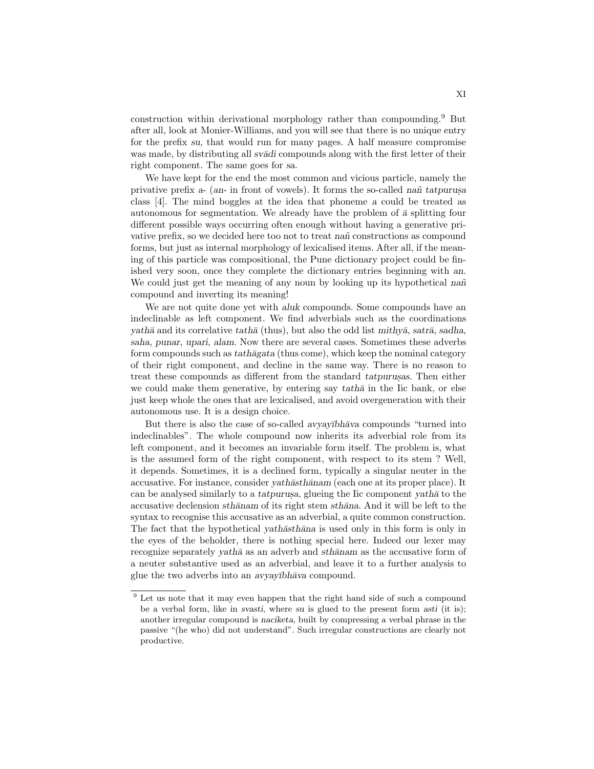construction within derivational morphology rather than compounding.[9] But after all, look at Monier-Williams, and you will see that there is no unique entry for the prefix *su*, that would run for many pages. A half measure compromise was made, by distributing all *svādi* compounds along with the first letter of their right component. The same goes for *sa*.

We have kept for the end the most common and vicious particle, namely the privative prefix *a-* (*an-* in front of vowels). It forms the so-called *nañ tatpuruṣa* class [4]. The mind boggles at the idea that phoneme *a* could be treated as autonomous for segmentation. We already have the problem of *ā* splitting four different possible ways occurring often enough without having a generative privative prefix, so we decided here too not to treat *nañ* constructions as compound forms, but just as internal morphology of lexicalised items. After all, if the meaning of this particle was compositional, the Pune dictionary project could be finished very soon, once they complete the dictionary entries beginning with *an*. We could just get the meaning of any noun by looking up its hypothetical *nañ* compound and inverting its meaning!

We are not quite done yet with *aluk* compounds. Some compounds have an indeclinable as left component. We find adverbials such as the coordinations *yathā* and its correlative *tathā* (thus), but also the odd list *mithyā*, *satrā*, *sadha*, *saha*, *punar*, *upari*, *alam*. Now there are several cases. Sometimes these adverbs form compounds such as *tathāgata* (thus come), which keep the nominal category of their right component, and decline in the same way. There is no reason to treat these compounds as different from the standard *tatpuruṣas*. Then either we could make them generative, by entering say *tathā* in the Iic bank, or else just keep whole the ones that are lexicalised, and avoid overgeneration with their autonomous use. It is a design choice.

But there is also the case of so-called *avyayībhāva* compounds "turned into indeclinables". The whole compound now inherits its adverbial role from its left component, and it becomes an invariable form itself. The problem is, what is the assumed form of the right component, with respect to its stem ? Well, it depends. Sometimes, it is a declined form, typically a singular neuter in the accusative. For instance, consider *yathāsthānam* (each one at its proper place). It can be analysed similarly to a *tatpuruṣa*, glueing the Iic component *yathā* to the accusative declension *sthānam* of its right stem *sthāna*. And it will be left to the syntax to recognise this accusative as an adverbial, a quite common construction. The fact that the hypothetical *yathāsthāna* is used only in this form is only in the eyes of the beholder, there is nothing special here. Indeed our lexer may recognize separately *yathā* as an adverb and *sthānam* as the accusative form of a neuter substantive used as an adverbial, and leave it to a further analysis to glue the two adverbs into an *avyayībhāva* compound.

[9] Let us note that it may even happen that the right hand side of such a compound be a verbal form, like in *svasti*, where *su* is glued to the present form *asti* (it is); another irregular compound is *naciketa*, built by compressing a verbal phrase in the passive "(he who) did not understand". Such irregular constructions are clearly not productive.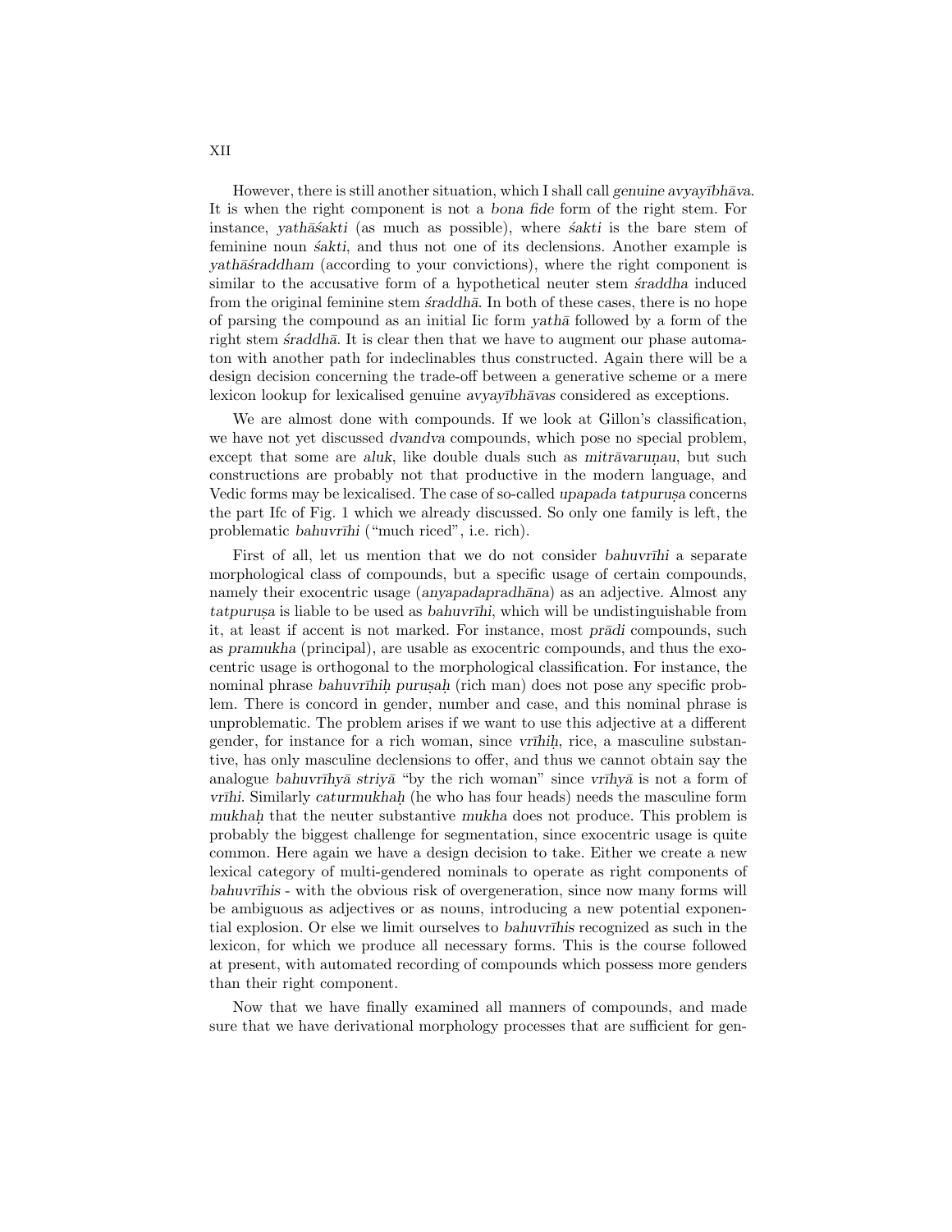However, there is still another situation, which I shall call *genuine avyayībhāva*. It is when the right component is not a *bona fide* form of the right stem. For instance, *yathāśakti* (as much as possible), where *śakti* is the bare stem of feminine noun *śakti*, and thus not one of its declensions. Another example is *yathāśraddham* (according to your convictions), where the right component is similar to the accusative form of a hypothetical neuter stem *śraddha* induced from the original feminine stem *śraddhā*. In both of these cases, there is no hope of parsing the compound as an initial Iic form *yathā* followed by a form of the right stem *śraddhā*. It is clear then that we have to augment our phase automaton with another path for indeclinables thus constructed. Again there will be a design decision concerning the trade-off between a generative scheme or a mere lexicon lookup for lexicalised genuine *avyayībhāvas* considered as exceptions.

We are almost done with compounds. If we look at Gillon's classification, we have not yet discussed *dvandva* compounds, which pose no special problem, except that some are *aluk*, like double duals such as *mitrāvaruṇau*, but such constructions are probably not that productive in the modern language, and Vedic forms may be lexicalised. The case of so-called *upapada tatpuruṣa* concerns the part Ifc of Fig. 1 which we already discussed. So only one family is left, the problematic *bahuvrīhi* ("much riced", i.e. rich).

First of all, let us mention that we do not consider *bahuvrīhi* a separate morphological class of compounds, but a specific usage of certain compounds, namely their exocentric usage (*anyapadapradhāna*) as an adjective. Almost any *tatpuruṣa* is liable to be used as *bahuvrīhi*, which will be undistinguishable from it, at least if accent is not marked. For instance, most *prādi* compounds, such as *pramukha* (principal), are usable as exocentric compounds, and thus the exocentric usage is orthogonal to the morphological classification. For instance, the nominal phrase *bahuvrīhiḥ puruṣaḥ* (rich man) does not pose any specific problem. There is concord in gender, number and case, and this nominal phrase is unproblematic. The problem arises if we want to use this adjective at a different gender, for instance for a rich woman, since *vrīhiḥ*, rice, a masculine substantive, has only masculine declensions to offer, and thus we cannot obtain say the analogue *bahuvrīhyā striyā* "by the rich woman" since *vrīhyā* is not a form of *vrīhi*. Similarly *caturmukhaḥ* (he who has four heads) needs the masculine form *mukhaḥ* that the neuter substantive *mukha* does not produce. This problem is probably the biggest challenge for segmentation, since exocentric usage is quite common. Here again we have a design decision to take. Either we create a new lexical category of multi-gendered nominals to operate as right components of *bahuvrīhis* - with the obvious risk of overgeneration, since now many forms will be ambiguous as adjectives or as nouns, introducing a new potential exponential explosion. Or else we limit ourselves to *bahuvrīhis* recognized as such in the lexicon, for which we produce all necessary forms. This is the course followed at present, with automated recording of compounds which possess more genders than their right component.

Now that we have finally examined all manners of compounds, and made sure that we have derivational morphology processes that are sufficient for gen-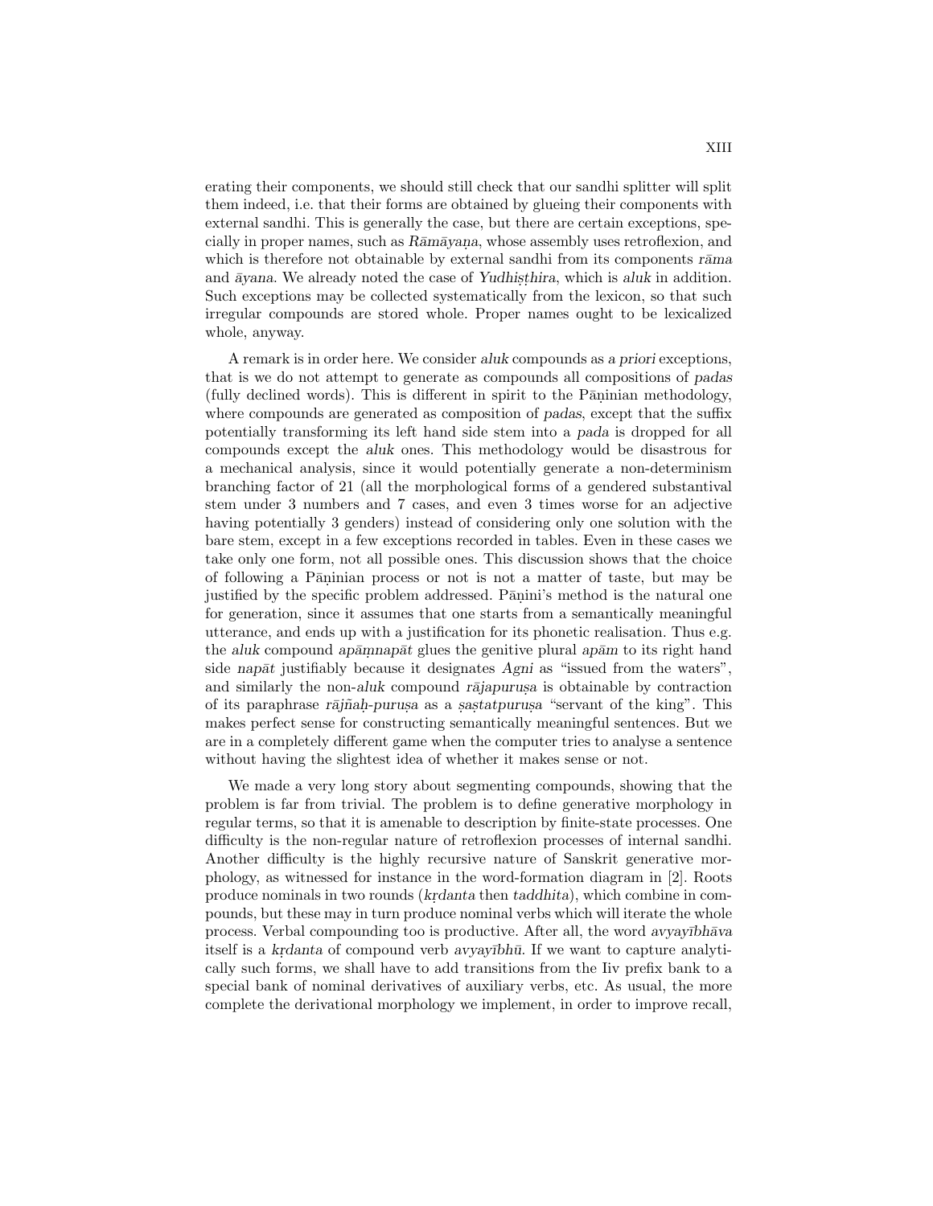erating their components, we should still check that our sandhi splitter will split them indeed, i.e. that their forms are obtained by glueing their components with external sandhi. This is generally the case, but there are certain exceptions, specially in proper names, such as *Rāmāyaṇa*, whose assembly uses retroflexion, and which is therefore not obtainable by external sandhi from its components *rāma* and *āyana*. We already noted the case of *Yudhiṣṭhira*, which is *aluk* in addition. Such exceptions may be collected systematically from the lexicon, so that such irregular compounds are stored whole. Proper names ought to be lexicalized whole, anyway.

A remark is in order here. We consider *aluk* compounds as *a priori* exceptions, that is we do not attempt to generate as compounds all compositions of *padas* (fully declined words). This is different in spirit to the Pāṇinian methodology, where compounds are generated as composition of *padas*, except that the suffix potentially transforming its left hand side stem into a *pada* is dropped for all compounds except the *aluk* ones. This methodology would be disastrous for a mechanical analysis, since it would potentially generate a non-determinism branching factor of 21 (all the morphological forms of a gendered substantival stem under 3 numbers and 7 cases, and even 3 times worse for an adjective having potentially 3 genders) instead of considering only one solution with the bare stem, except in a few exceptions recorded in tables. Even in these cases we take only one form, not all possible ones. This discussion shows that the choice of following a Pāṇinian process or not is not a matter of taste, but may be justified by the specific problem addressed. Pāṇini's method is the natural one for generation, since it assumes that one starts from a semantically meaningful utterance, and ends up with a justification for its phonetic realisation. Thus e.g. the *aluk* compound *apāṃnapāt* glues the genitive plural *apām* to its right hand side *napāt* justifiably because it designates *Agni* as "issued from the waters", and similarly the non-*aluk* compound *rājapuruṣa* is obtainable by contraction of its paraphrase *rājñaḥ-puruṣa* as a *ṣaṣtatpuruṣa* "servant of the king". This makes perfect sense for constructing semantically meaningful sentences. But we are in a completely different game when the computer tries to analyse a sentence without having the slightest idea of whether it makes sense or not.

We made a very long story about segmenting compounds, showing that the problem is far from trivial. The problem is to define generative morphology in regular terms, so that it is amenable to description by finite-state processes. One difficulty is the non-regular nature of retroflexion processes of internal sandhi. Another difficulty is the highly recursive nature of Sanskrit generative morphology, as witnessed for instance in the word-formation diagram in [2]. Roots produce nominals in two rounds (*kṛdanta* then *taddhita*), which combine in compounds, but these may in turn produce nominal verbs which will iterate the whole process. Verbal compounding too is productive. After all, the word *avyayībhāva* itself is a *kṛdanta* of compound verb *avyayībhū*. If we want to capture analytically such forms, we shall have to add transitions from the Iiv prefix bank to a special bank of nominal derivatives of auxiliary verbs, etc. As usual, the more complete the derivational morphology we implement, in order to improve recall,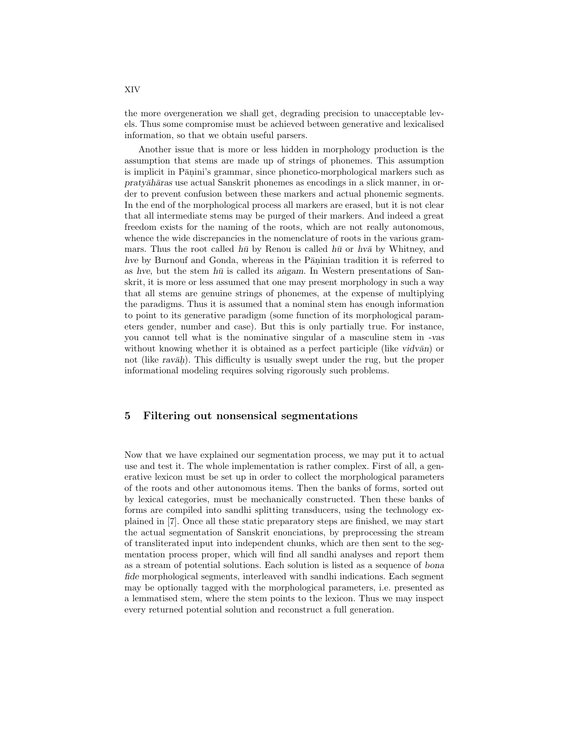the more overgeneration we shall get, degrading precision to unacceptable levels. Thus some compromise must be achieved between generative and lexicalised information, so that we obtain useful parsers.

Another issue that is more or less hidden in morphology production is the assumption that stems are made up of strings of phonemes. This assumption is implicit in Pāṇini's grammar, since phonetico-morphological markers such as *pratyāhāras* use actual Sanskrit phonemes as encodings in a slick manner, in order to prevent confusion between these markers and actual phonemic segments. In the end of the morphological process all markers are erased, but it is not clear that all intermediate stems may be purged of their markers. And indeed a great freedom exists for the naming of the roots, which are not really autonomous, whence the wide discrepancies in the nomenclature of roots in the various grammars. Thus the root called *hū* by Renou is called *hū* or *hvā* by Whitney, and *hve* by Burnouf and Gonda, whereas in the Pāṇinian tradition it is referred to as *hve*, but the stem *hū* is called its *aṅgam*. In Western presentations of Sanskrit, it is more or less assumed that one may present morphology in such a way that all stems are genuine strings of phonemes, at the expense of multiplying the paradigms. Thus it is assumed that a nominal stem has enough information to point to its generative paradigm (some function of its morphological parameters gender, number and case). But this is only partially true. For instance, you cannot tell what is the nominative singular of a masculine stem in *-vas* without knowing whether it is obtained as a perfect participle (like *vidvān*) or not (like *ravāḥ*). This difficulty is usually swept under the rug, but the proper informational modeling requires solving rigorously such problems.

## 5 Filtering out nonsensical segmentations

Now that we have explained our segmentation process, we may put it to actual use and test it. The whole implementation is rather complex. First of all, a generative lexicon must be set up in order to collect the morphological parameters of the roots and other autonomous items. Then the banks of forms, sorted out by lexical categories, must be mechanically constructed. Then these banks of forms are compiled into sandhi splitting transducers, using the technology explained in [7]. Once all these static preparatory steps are finished, we may start the actual segmentation of Sanskrit enonciations, by preprocessing the stream of transliterated input into independent chunks, which are then sent to the segmentation process proper, which will find all sandhi analyses and report them as a stream of potential solutions. Each solution is listed as a sequence of *bona fide* morphological segments, interleaved with sandhi indications. Each segment may be optionally tagged with the morphological parameters, i.e. presented as a lemmatised stem, where the stem points to the lexicon. Thus we may inspect every returned potential solution and reconstruct a full generation.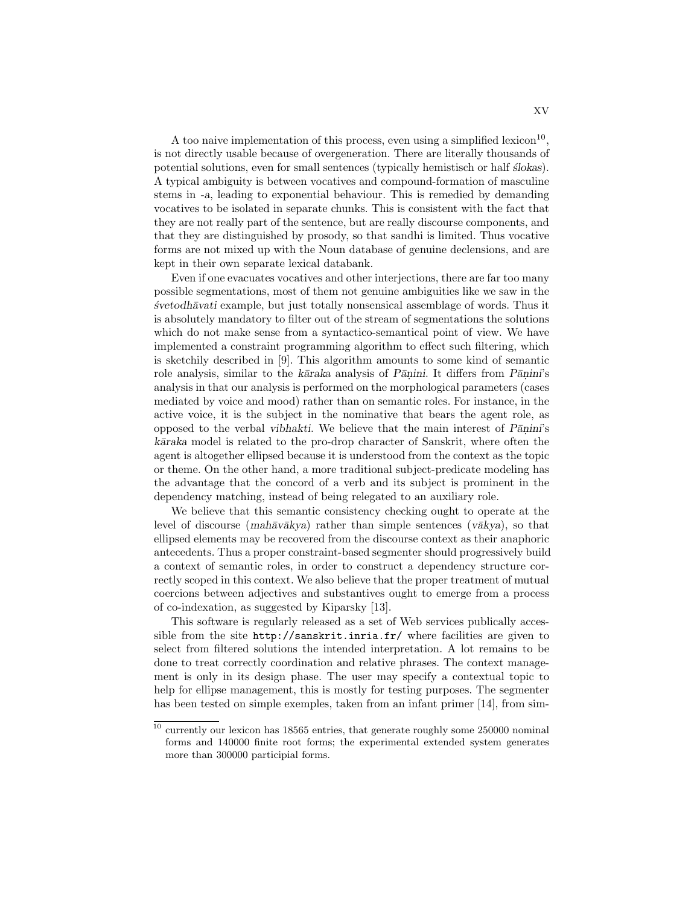A too naive implementation of this process, even using a simplified lexicon[10], is not directly usable because of overgeneration. There are literally thousands of potential solutions, even for small sentences (typically hemistisch or half *ślokas*). A typical ambiguity is between vocatives and compound-formation of masculine stems in *-a*, leading to exponential behaviour. This is remedied by demanding vocatives to be isolated in separate chunks. This is consistent with the fact that they are not really part of the sentence, but are really discourse components, and that they are distinguished by prosody, so that sandhi is limited. Thus vocative forms are not mixed up with the Noun database of genuine declensions, and are kept in their own separate lexical databank.

Even if one evacuates vocatives and other interjections, there are far too many possible segmentations, most of them not genuine ambiguities like we saw in the *śvetodhāvati* example, but just totally nonsensical assemblage of words. Thus it is absolutely mandatory to filter out of the stream of segmentations the solutions which do not make sense from a syntactico-semantical point of view. We have implemented a constraint programming algorithm to effect such filtering, which is sketchily described in [9]. This algorithm amounts to some kind of semantic role analysis, similar to the *kāraka* analysis of *Pāṇini*. It differs from *Pāṇini*'s analysis in that our analysis is performed on the morphological parameters (cases mediated by voice and mood) rather than on semantic roles. For instance, in the active voice, it is the subject in the nominative that bears the agent role, as opposed to the verbal *vibhakti*. We believe that the main interest of *Pāṇini*'s *kāraka* model is related to the pro-drop character of Sanskrit, where often the agent is altogether ellipsed because it is understood from the context as the topic or theme. On the other hand, a more traditional subject-predicate modeling has the advantage that the concord of a verb and its subject is prominent in the dependency matching, instead of being relegated to an auxiliary role.

We believe that this semantic consistency checking ought to operate at the level of discourse (*mahāvākya*) rather than simple sentences (*vākya*), so that ellipsed elements may be recovered from the discourse context as their anaphoric antecedents. Thus a proper constraint-based segmenter should progressively build a context of semantic roles, in order to construct a dependency structure correctly scoped in this context. We also believe that the proper treatment of mutual coercions between adjectives and substantives ought to emerge from a process of co-indexation, as suggested by Kiparsky [13].

This software is regularly released as a set of Web services publically accessible from the site `http://sanskrit.inria.fr/` where facilities are given to select from filtered solutions the intended interpretation. A lot remains to be done to treat correctly coordination and relative phrases. The context management is only in its design phase. The user may specify a contextual topic to help for ellipse management, this is mostly for testing purposes. The segmenter has been tested on simple exemples, taken from an infant primer [14], from sim-

[10] currently our lexicon has 18565 entries, that generate roughly some 250000 nominal forms and 140000 finite root forms; the experimental extended system generates more than 300000 participial forms.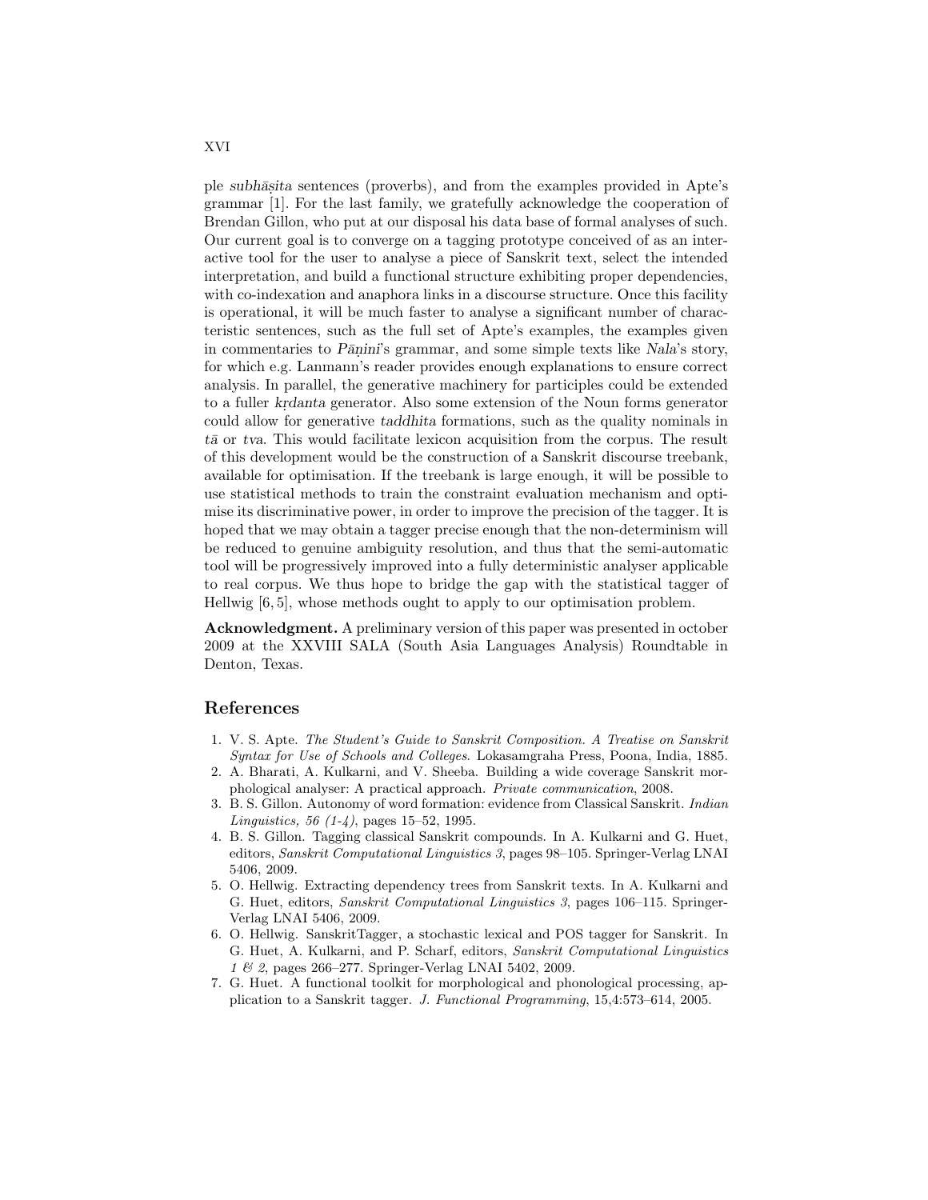ple *subhāṣita* sentences (proverbs), and from the examples provided in Apte's grammar [1]. For the last family, we gratefully acknowledge the cooperation of Brendan Gillon, who put at our disposal his data base of formal analyses of such. Our current goal is to converge on a tagging prototype conceived of as an interactive tool for the user to analyse a piece of Sanskrit text, select the intended interpretation, and build a functional structure exhibiting proper dependencies, with co-indexation and anaphora links in a discourse structure. Once this facility is operational, it will be much faster to analyse a significant number of characteristic sentences, such as the full set of Apte's examples, the examples given in commentaries to *Pāṇini*'s grammar, and some simple texts like *Nala*'s story, for which e.g. Lanmann's reader provides enough explanations to ensure correct analysis. In parallel, the generative machinery for participles could be extended to a fuller *kṛdanta* generator. Also some extension of the Noun forms generator could allow for generative *taddhita* formations, such as the quality nominals in *tā* or *tva*. This would facilitate lexicon acquisition from the corpus. The result of this development would be the construction of a Sanskrit discourse treebank, available for optimisation. If the treebank is large enough, it will be possible to use statistical methods to train the constraint evaluation mechanism and optimise its discriminative power, in order to improve the precision of the tagger. It is hoped that we may obtain a tagger precise enough that the non-determinism will be reduced to genuine ambiguity resolution, and thus that the semi-automatic tool will be progressively improved into a fully deterministic analyser applicable to real corpus. We thus hope to bridge the gap with the statistical tagger of Hellwig [6, 5], whose methods ought to apply to our optimisation problem.

**Acknowledgment.** A preliminary version of this paper was presented in october 2009 at the XXVIII SALA (South Asia Languages Analysis) Roundtable in Denton, Texas.

## References

1. V. S. Apte. *The Student's Guide to Sanskrit Composition. A Treatise on Sanskrit Syntax for Use of Schools and Colleges.* Lokasamgraha Press, Poona, India, 1885.
2. A. Bharati, A. Kulkarni, and V. Sheeba. Building a wide coverage Sanskrit morphological analyser: A practical approach. *Private communication*, 2008.
3. B. S. Gillon. Autonomy of word formation: evidence from Classical Sanskrit. *Indian Linguistics, 56 (1-4)*, pages 15–52, 1995.
4. B. S. Gillon. Tagging classical Sanskrit compounds. In A. Kulkarni and G. Huet, editors, *Sanskrit Computational Linguistics 3*, pages 98–105. Springer-Verlag LNAI 5406, 2009.
5. O. Hellwig. Extracting dependency trees from Sanskrit texts. In A. Kulkarni and G. Huet, editors, *Sanskrit Computational Linguistics 3*, pages 106–115. Springer-Verlag LNAI 5406, 2009.
6. O. Hellwig. SanskritTagger, a stochastic lexical and POS tagger for Sanskrit. In G. Huet, A. Kulkarni, and P. Scharf, editors, *Sanskrit Computational Linguistics 1 & 2*, pages 266–277. Springer-Verlag LNAI 5402, 2009.
7. G. Huet. A functional toolkit for morphological and phonological processing, application to a Sanskrit tagger. *J. Functional Programming*, 15,4:573–614, 2005.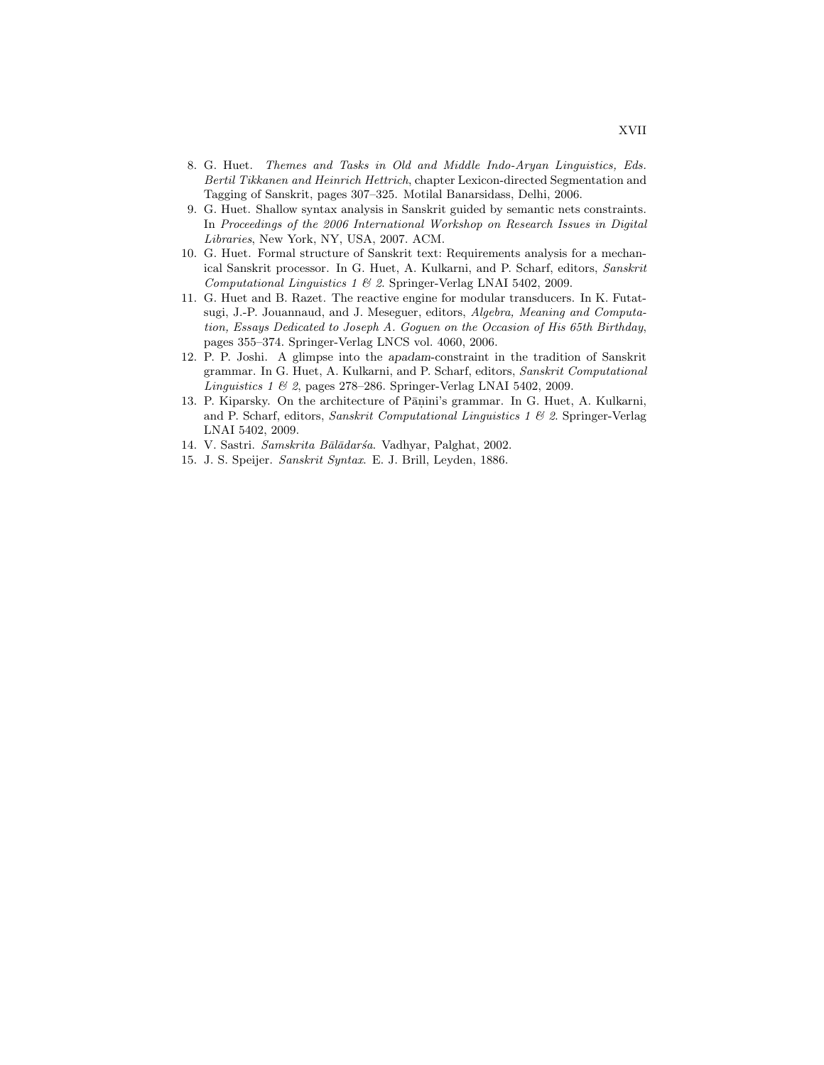8. G. Huet. *Themes and Tasks in Old and Middle Indo-Aryan Linguistics, Eds. Bertil Tikkanen and Heinrich Hettrich*, chapter Lexicon-directed Segmentation and Tagging of Sanskrit, pages 307–325. Motilal Banarsidass, Delhi, 2006.
9. G. Huet. Shallow syntax analysis in Sanskrit guided by semantic nets constraints. In *Proceedings of the 2006 International Workshop on Research Issues in Digital Libraries*, New York, NY, USA, 2007. ACM.
10. G. Huet. Formal structure of Sanskrit text: Requirements analysis for a mechanical Sanskrit processor. In G. Huet, A. Kulkarni, and P. Scharf, editors, *Sanskrit Computational Linguistics 1 & 2*. Springer-Verlag LNAI 5402, 2009.
11. G. Huet and B. Razet. The reactive engine for modular transducers. In K. Futatsugi, J.-P. Jouannaud, and J. Meseguer, editors, *Algebra, Meaning and Computation, Essays Dedicated to Joseph A. Goguen on the Occasion of His 65th Birthday*, pages 355–374. Springer-Verlag LNCS vol. 4060, 2006.
12. P. P. Joshi. A glimpse into the *apadam*-constraint in the tradition of Sanskrit grammar. In G. Huet, A. Kulkarni, and P. Scharf, editors, *Sanskrit Computational Linguistics 1 & 2*, pages 278–286. Springer-Verlag LNAI 5402, 2009.
13. P. Kiparsky. On the architecture of Pāṇini's grammar. In G. Huet, A. Kulkarni, and P. Scharf, editors, *Sanskrit Computational Linguistics 1 & 2*. Springer-Verlag LNAI 5402, 2009.
14. V. Sastri. *Samskrita Bālādarśa*. Vadhyar, Palghat, 2002.
15. J. S. Speijer. *Sanskrit Syntax*. E. J. Brill, Leyden, 1886.